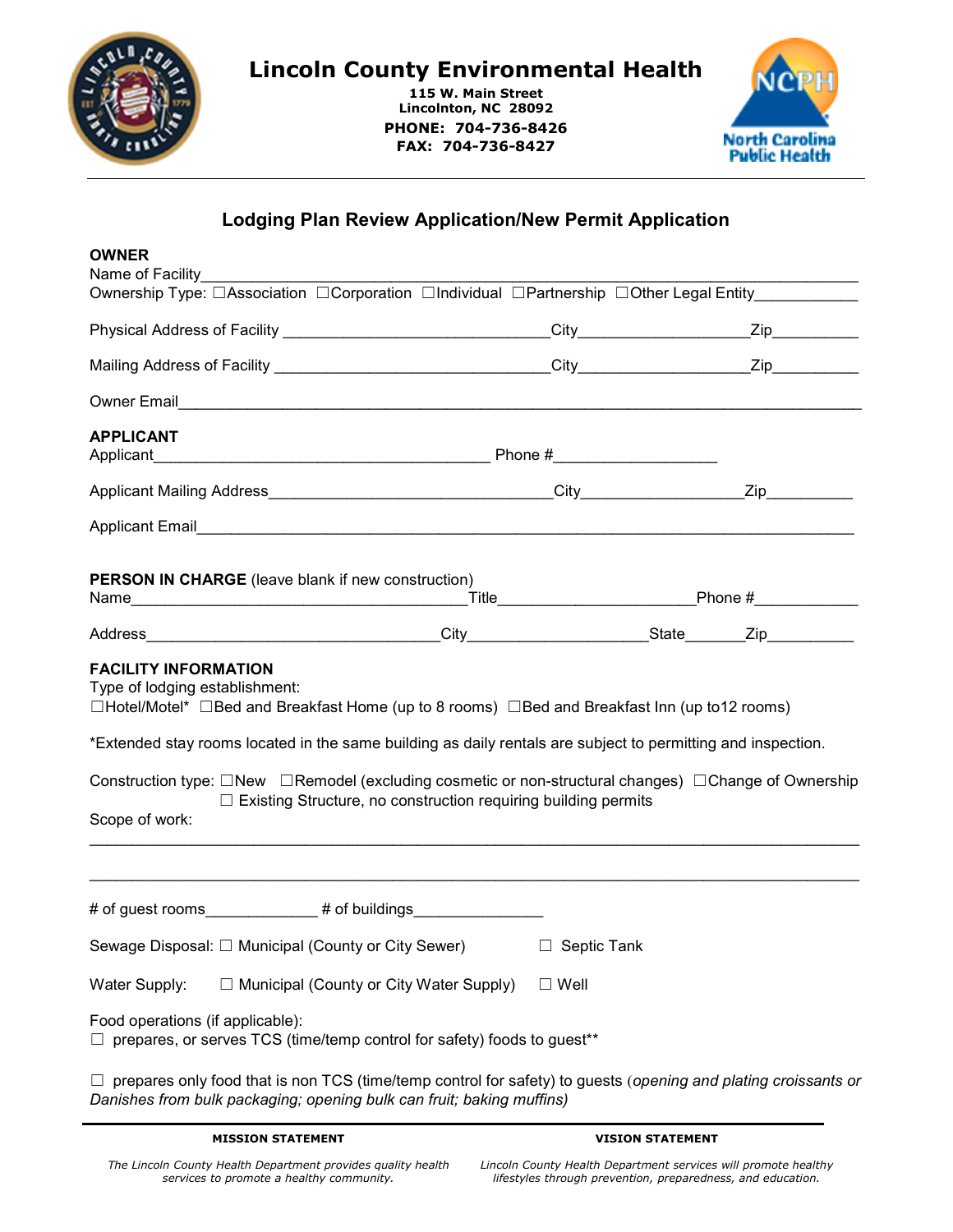# Lincoln County Environmental Health

**115 W. Main Street**
**Lincolnton, NC 28092**
**PHONE: 704-736-8426**
**FAX: 704-736-8427**

## Lodging Plan Review Application/New Permit Application

**OWNER**

Name of Facility_______________________________________________________________

Ownership Type: ☐Association ☐Corporation ☐Individual ☐Partnership ☐Other Legal Entity___________

Physical Address of Facility ______________________________City__________________Zip_________

Mailing Address of Facility _______________________________City__________________Zip_________

Owner Email_____________________________________________________________________

**APPLICANT**

Applicant______________________________________ Phone #__________________

Applicant Mailing Address________________________________City_________________Zip_________

Applicant Email__________________________________________________________________

**PERSON IN CHARGE** (leave blank if new construction)

Name______________________________________Title_____________________Phone #___________

Address_________________________________City____________________State______Zip_________

**FACILITY INFORMATION**

Type of lodging establishment:

☐Hotel/Motel* ☐Bed and Breakfast Home (up to 8 rooms) ☐Bed and Breakfast Inn (up to12 rooms)

*Extended stay rooms located in the same building as daily rentals are subject to permitting and inspection.

Construction type: ☐New ☐Remodel (excluding cosmetic or non-structural changes) ☐Change of Ownership
☐ Existing Structure, no construction requiring building permits

Scope of work:

_______________________________________________________________________________

_______________________________________________________________________________

# of guest rooms____________ # of buildings______________

Sewage Disposal: ☐ Municipal (County or City Sewer) ☐ Septic Tank

Water Supply: ☐ Municipal (County or City Water Supply) ☐ Well

Food operations (if applicable):

☐ prepares, or serves TCS (time/temp control for safety) foods to guest**

☐ prepares only food that is non TCS (time/temp control for safety) to guests (*opening and plating croissants or Danishes from bulk packaging; opening bulk can fruit; baking muffins*)

**MISSION STATEMENT**

*The Lincoln County Health Department provides quality health services to promote a healthy community.*

**VISION STATEMENT**

*Lincoln County Health Department services will promote healthy lifestyles through prevention, preparedness, and education.*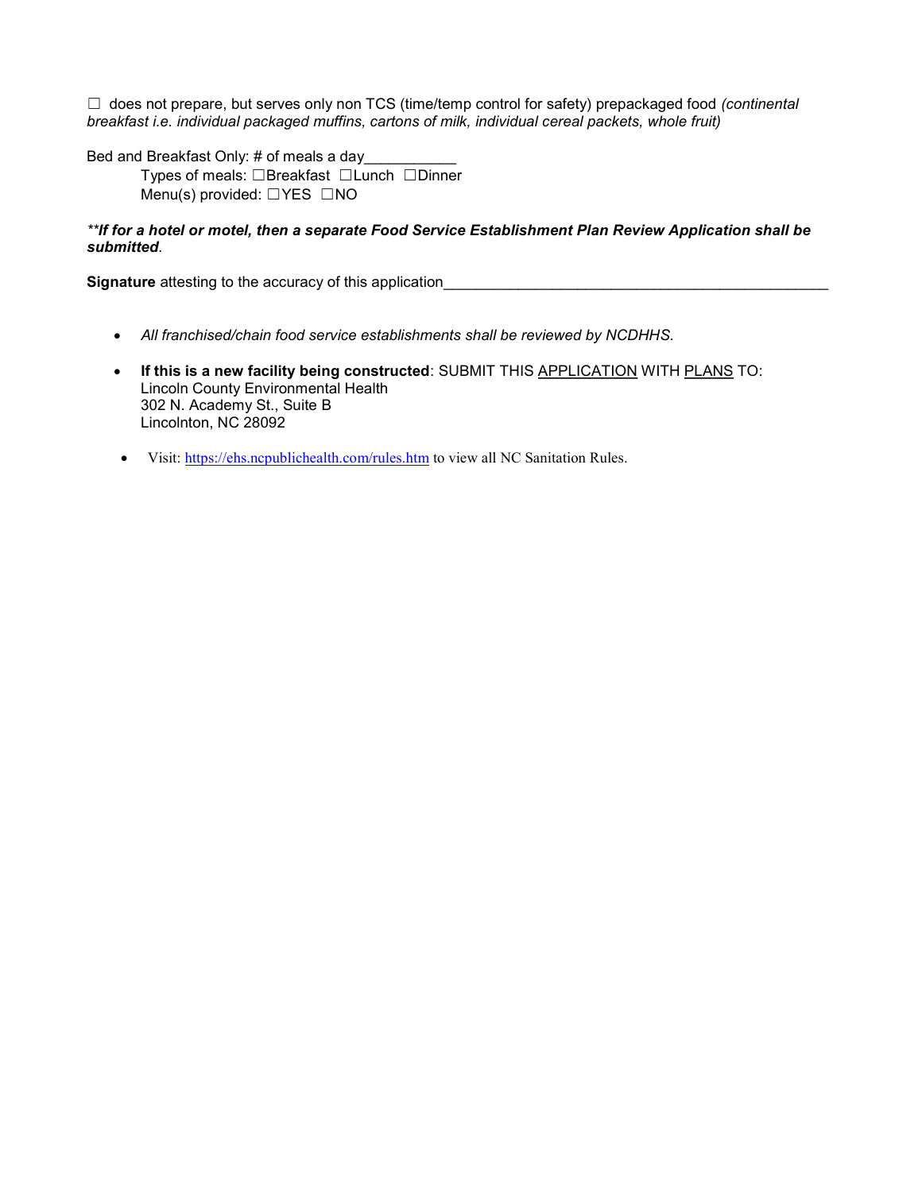☐ does not prepare, but serves only non TCS (time/temp control for safety) prepackaged food *(continental breakfast i.e. individual packaged muffins, cartons of milk, individual cereal packets, whole fruit)*

Bed and Breakfast Only: # of meals a day___________

Types of meals: ☐Breakfast ☐Lunch ☐Dinner

Menu(s) provided: ☐YES ☐NO

***\*If for a hotel or motel, then a separate Food Service Establishment Plan Review Application shall be submitted*.**

**Signature** attesting to the accuracy of this application_______________________________________________

- *All franchised/chain food service establishments shall be reviewed by NCDHHS.*
- **If this is a new facility being constructed**: SUBMIT THIS <u>APPLICATION</u> WITH <u>PLANS</u> TO:
  Lincoln County Environmental Health
  302 N. Academy St., Suite B
  Lincolnton, NC 28092
- Visit: https://ehs.ncpublichealth.com/rules.htm to view all NC Sanitation Rules.